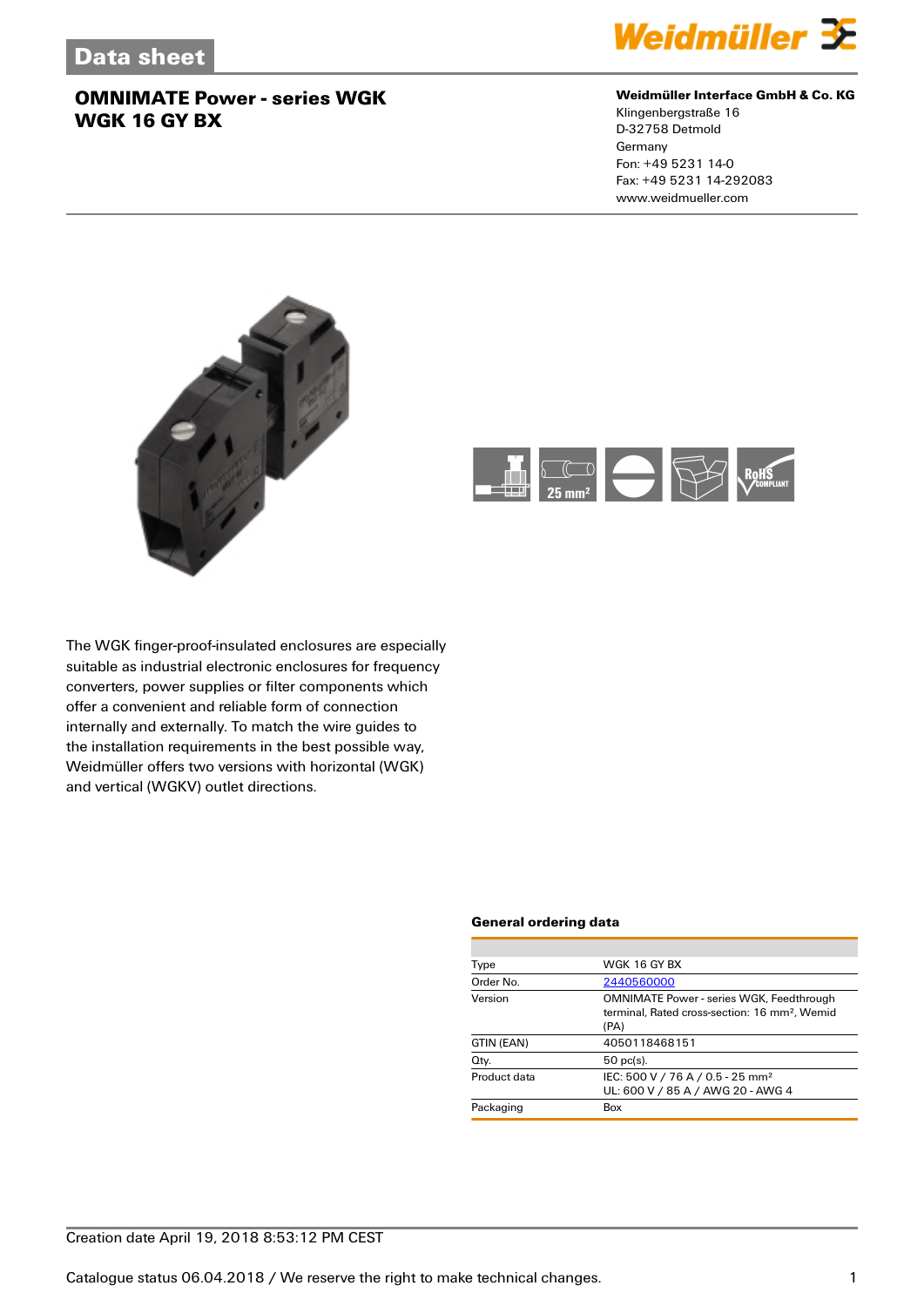# Data sheet

## OMNIMATE Power - series WGK
## WGK 16 GY BX

**Weidmüller Interface GmbH & Co. KG**
Klingenbergstraße 16
D-32758 Detmold
Germany
Fon: +49 5231 14-0
Fax: +49 5231 14-292083
www.weidmueller.com

The WGK finger-proof-insulated enclosures are especially suitable as industrial electronic enclosures for frequency converters, power supplies or filter components which offer a convenient and reliable form of connection internally and externally. To match the wire guides to the installation requirements in the best possible way, Weidmüller offers two versions with horizontal (WGK) and vertical (WGKV) outlet directions.

### General ordering data

| | |
|---|---|
| Type | WGK 16 GY BX |
| Order No. | 2440560000 |
| Version | OMNIMATE Power - series WGK, Feedthrough terminal, Rated cross-section: 16 mm², Wemid (PA) |
| GTIN (EAN) | 4050118468151 |
| Qty. | 50 pc(s). |
| Product data | IEC: 500 V / 76 A / 0.5 - 25 mm²<br>UL: 600 V / 85 A / AWG 20 - AWG 4 |
| Packaging | Box |

Creation date April 19, 2018 8:53:12 PM CEST

Catalogue status 06.04.2018 / We reserve the right to make technical changes.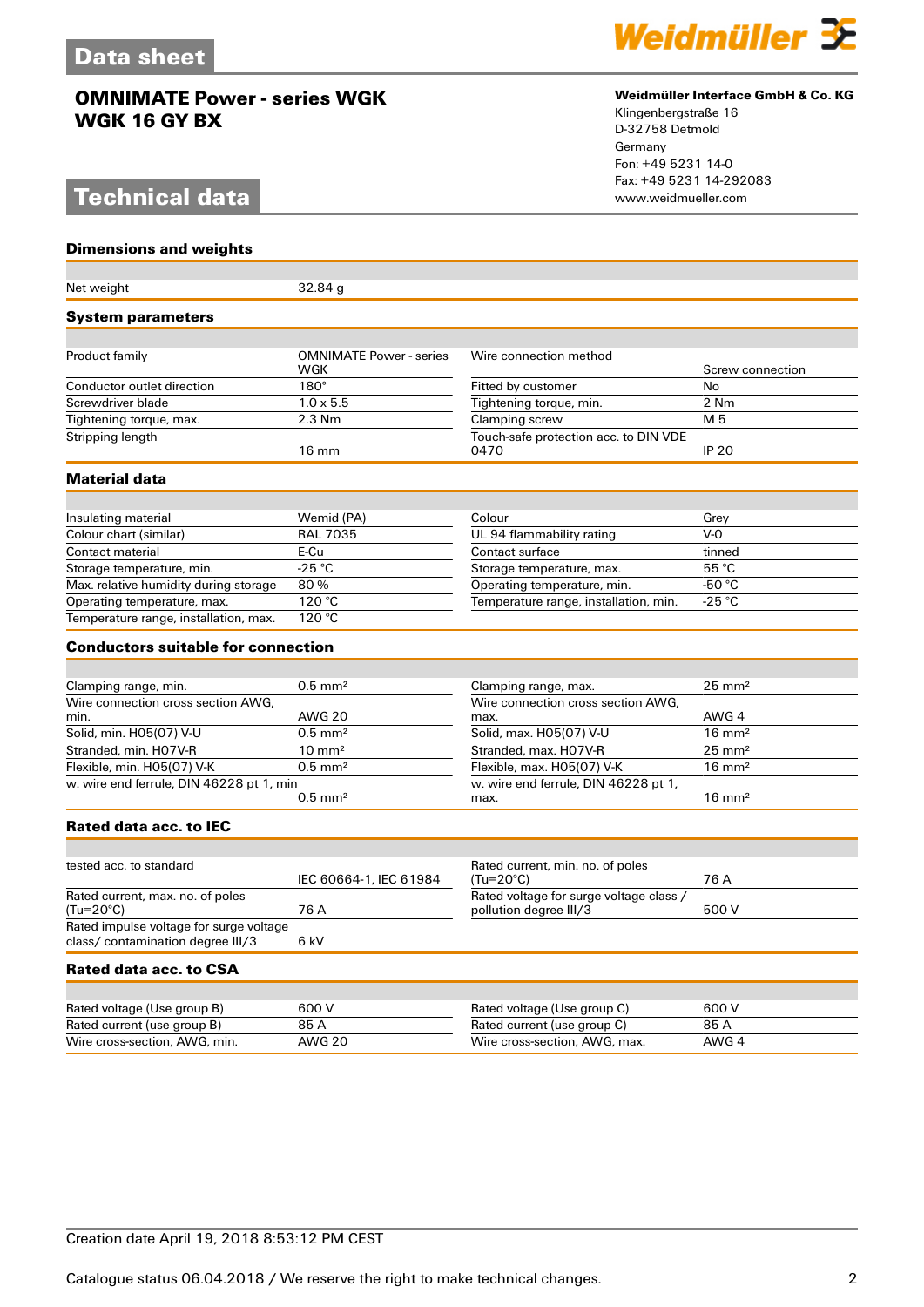# Data sheet

## OMNIMATE Power - series WGK
## WGK 16 GY BX

**Weidmüller Interface GmbH & Co. KG**
Klingenbergstraße 16
D-32758 Detmold
Germany
Fon: +49 5231 14-0
Fax: +49 5231 14-292083
www.weidmueller.com

# Technical data

### Dimensions and weights

| | |
|---|---|
| Net weight | 32.84 g |

### System parameters

| | | | |
|---|---|---|---|
| Product family | OMNIMATE Power - series WGK | Wire connection method | Screw connection |
| Conductor outlet direction | 180° | Fitted by customer | No |
| Screwdriver blade | 1.0 x 5.5 | Tightening torque, min. | 2 Nm |
| Tightening torque, max. | 2.3 Nm | Clamping screw | M 5 |
| Stripping length | 16 mm | Touch-safe protection acc. to DIN VDE 0470 | IP 20 |

### Material data

| | | | |
|---|---|---|---|
| Insulating material | Wemid (PA) | Colour | Grey |
| Colour chart (similar) | RAL 7035 | UL 94 flammability rating | V-0 |
| Contact material | E-Cu | Contact surface | tinned |
| Storage temperature, min. | -25 °C | Storage temperature, max. | 55 °C |
| Max. relative humidity during storage | 80 % | Operating temperature, min. | -50 °C |
| Operating temperature, max. | 120 °C | Temperature range, installation, min. | -25 °C |
| Temperature range, installation, max. | 120 °C | | |

### Conductors suitable for connection

| | | | |
|---|---|---|---|
| Clamping range, min. | 0.5 mm² | Clamping range, max. | 25 mm² |
| Wire connection cross section AWG, min. | AWG 20 | Wire connection cross section AWG, max. | AWG 4 |
| Solid, min. H05(07) V-U | 0.5 mm² | Solid, max. H05(07) V-U | 16 mm² |
| Stranded, min. H07V-R | 10 mm² | Stranded, max. H07V-R | 25 mm² |
| Flexible, min. H05(07) V-K | 0.5 mm² | Flexible, max. H05(07) V-K | 16 mm² |
| w. wire end ferrule, DIN 46228 pt 1, min | 0.5 mm² | w. wire end ferrule, DIN 46228 pt 1, max. | 16 mm² |

### Rated data acc. to IEC

| | | | |
|---|---|---|---|
| tested acc. to standard | IEC 60664-1, IEC 61984 | Rated current, min. no. of poles (Tu=20°C) | 76 A |
| Rated current, max. no. of poles (Tu=20°C) | 76 A | Rated voltage for surge voltage class / pollution degree III/3 | 500 V |
| Rated impulse voltage for surge voltage class/ contamination degree III/3 | 6 kV | | |

### Rated data acc. to CSA

| | | | |
|---|---|---|---|
| Rated voltage (Use group B) | 600 V | Rated voltage (Use group C) | 600 V |
| Rated current (use group B) | 85 A | Rated current (use group C) | 85 A |
| Wire cross-section, AWG, min. | AWG 20 | Wire cross-section, AWG, max. | AWG 4 |

Creation date April 19, 2018 8:53:12 PM CEST

Catalogue status 06.04.2018 / We reserve the right to make technical changes.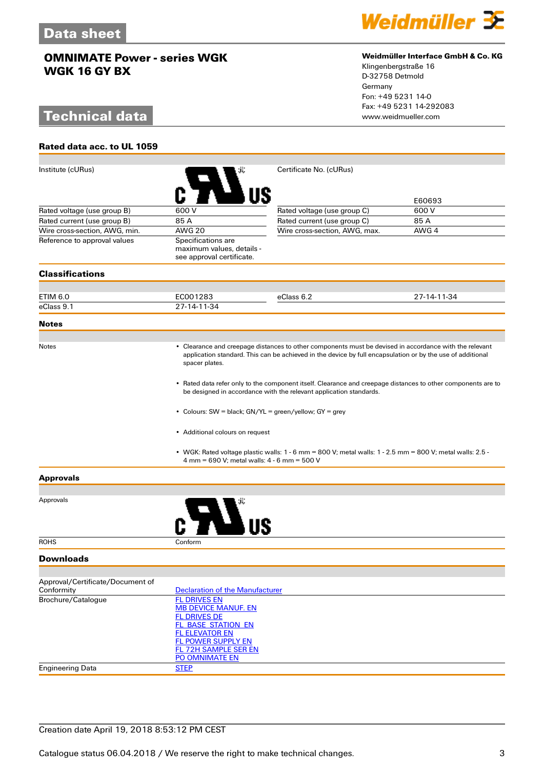## Technical data

### Rated data acc. to UL 1059

| | | | |
|---|---|---|---|
| Institute (cURus) | | Certificate No. (cURus) | E60693 |
| Rated voltage (use group B) | 600 V | Rated voltage (use group C) | 600 V |
| Rated current (use group B) | 85 A | Rated current (use group C) | 85 A |
| Wire cross-section, AWG, min. | AWG 20 | Wire cross-section, AWG, max. | AWG 4 |
| Reference to approval values | Specifications are maximum values, details - see approval certificate. | | |

### Classifications

| | | | |
|---|---|---|---|
| ETIM 6.0 | EC001283 | eClass 6.2 | 27-14-11-34 |
| eClass 9.1 | 27-14-11-34 | | |

### Notes

Notes

- Clearance and creepage distances to other components must be devised in accordance with the relevant application standard. This can be achieved in the device by full encapsulation or by the use of additional spacer plates.
- Rated data refer only to the component itself. Clearance and creepage distances to other components are to be designed in accordance with the relevant application standards.
- Colours: SW = black; GN/YL = green/yellow; GY = grey
- Additional colours on request
- WGK: Rated voltage plastic walls: 1 - 6 mm = 800 V; metal walls: 1 - 2.5 mm = 800 V; metal walls: 2.5 - 4 mm = 690 V; metal walls: 4 - 6 mm = 500 V

### Approvals

| | |
|---|---|
| Approvals | |
| ROHS | Conform |

### Downloads

| | |
|---|---|
| Approval/Certificate/Document of Conformity | Declaration of the Manufacturer |
| Brochure/Catalogue | FL DRIVES EN<br>MB DEVICE MANUF. EN<br>FL DRIVES DE<br>FL_BASE_STATION_EN<br>FL ELEVATOR EN<br>FL POWER SUPPLY EN<br>FL 72H SAMPLE SER EN<br>PO OMNIMATE EN |
| Engineering Data | STEP |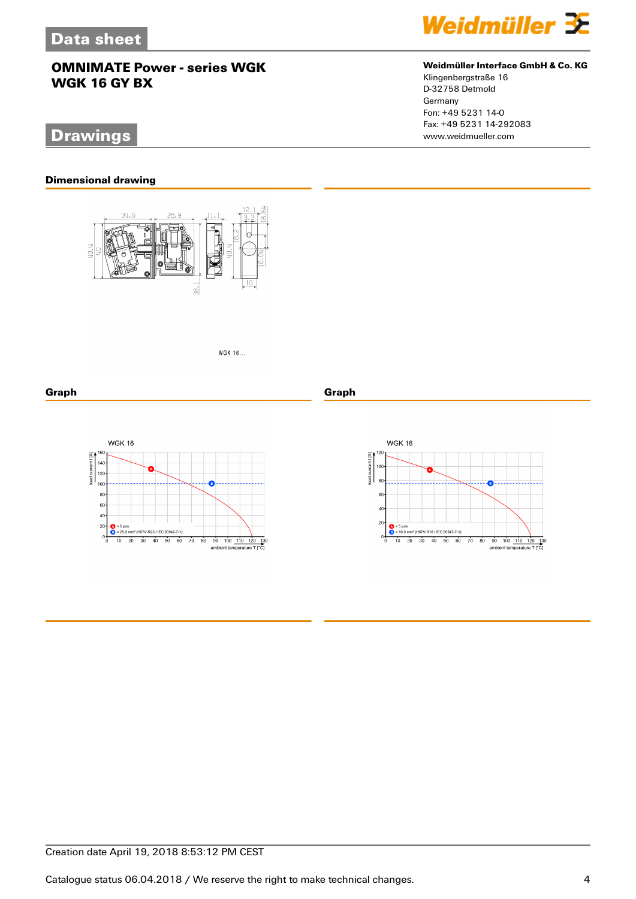## Drawings

### Dimensional drawing

34.6
28.9
11.1
12.1
3.3
18.64
40.4
40
40.4
18.2
10.04
38.1
10

WGK 16...

### Graph

WGK 16

load current I [A]

160
140
120
100
80
60
40
20
0

0 10 20 30 40 50 60 70 80 90 100 110 120 130

ambient temperature T [°C]

A = 5 pos.

B = 25.0 mm² (H07V-R25 / IEC 60947-7-1)

### Graph

WGK 16

load current I [A]

120
100
80
60
40
20
0

0 10 20 30 40 50 60 70 80 90 100 110 120 130

ambient temperature T [°C]

A = 5 pos.

B = 16.0 mm² (H07V-R16 / IEC 60947-7-1)

Creation date April 19, 2018 8:53:12 PM CEST

Catalogue status 06.04.2018 / We reserve the right to make technical changes.